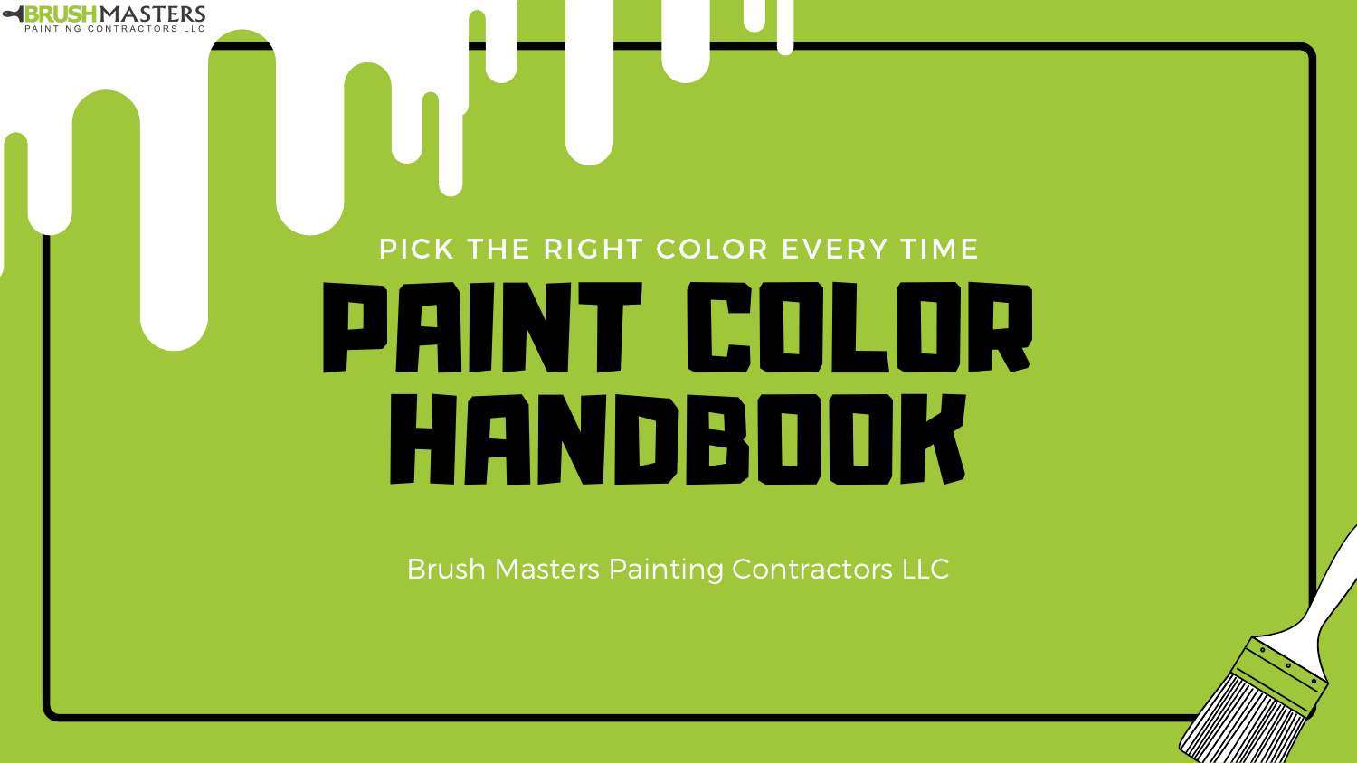BRUSHMASTERS
PAINTING CONTRACTORS LLC

PICK THE RIGHT COLOR EVERY TIME

# PAINT COLOR HANDBOOK

Brush Masters Painting Contractors LLC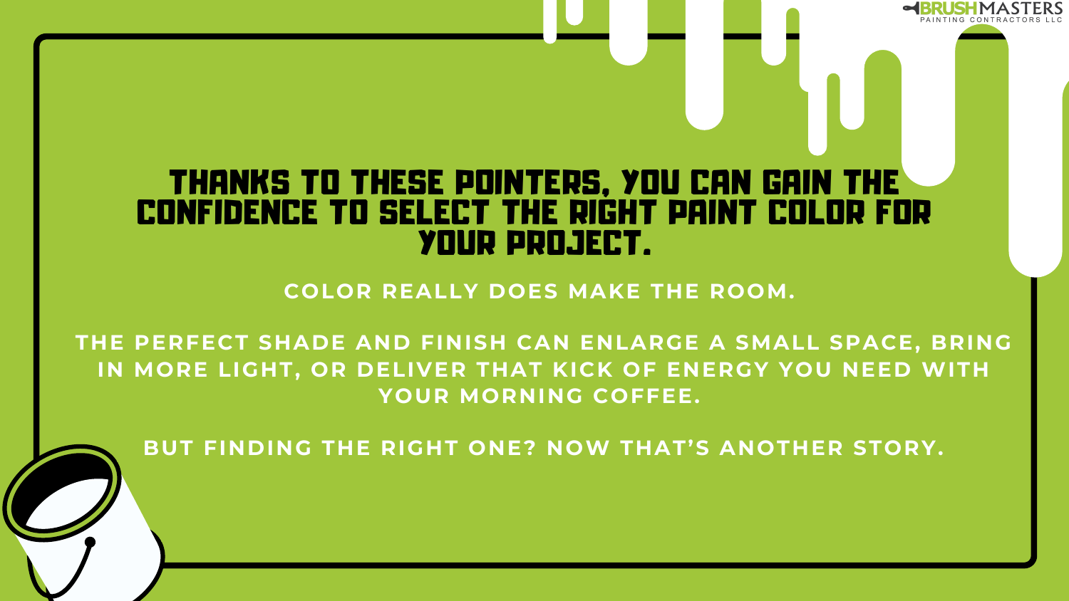# THANKS TO THESE POINTERS, YOU CAN GAIN THE CONFIDENCE TO SELECT THE RIGHT PAINT COLOR FOR YOUR PROJECT.

COLOR REALLY DOES MAKE THE ROOM.

THE PERFECT SHADE AND FINISH CAN ENLARGE A SMALL SPACE, BRING IN MORE LIGHT, OR DELIVER THAT KICK OF ENERGY YOU NEED WITH YOUR MORNING COFFEE.

BUT FINDING THE RIGHT ONE? NOW THAT'S ANOTHER STORY.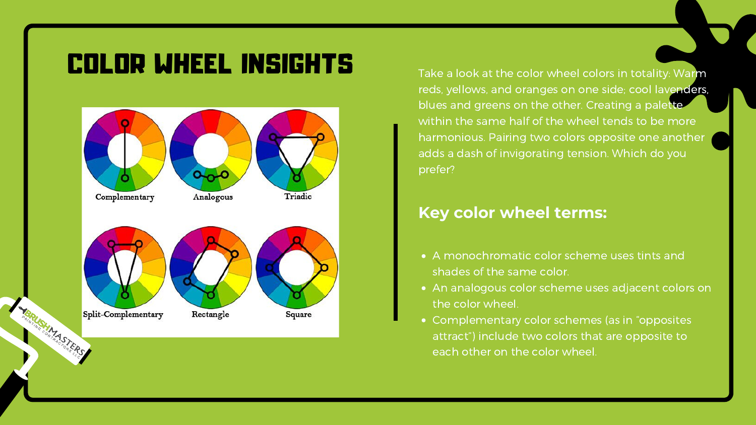# COLOR WHEEL INSIGHTS

Complementary

Analogous

Triadic

Split-Complementary

Rectangle

Square

Take a look at the color wheel colors in totality: Warm reds, yellows, and oranges on one side; cool lavenders, blues and greens on the other. Creating a palette within the same half of the wheel tends to be more harmonious. Pairing two colors opposite one another adds a dash of invigorating tension. Which do you prefer?

## Key color wheel terms:

- A monochromatic color scheme uses tints and shades of the same color.
- An analogous color scheme uses adjacent colors on the color wheel.
- Complementary color schemes (as in "opposites attract") include two colors that are opposite to each other on the color wheel.

BRUSHMASTERS PAINTING CONTRACTORS LLC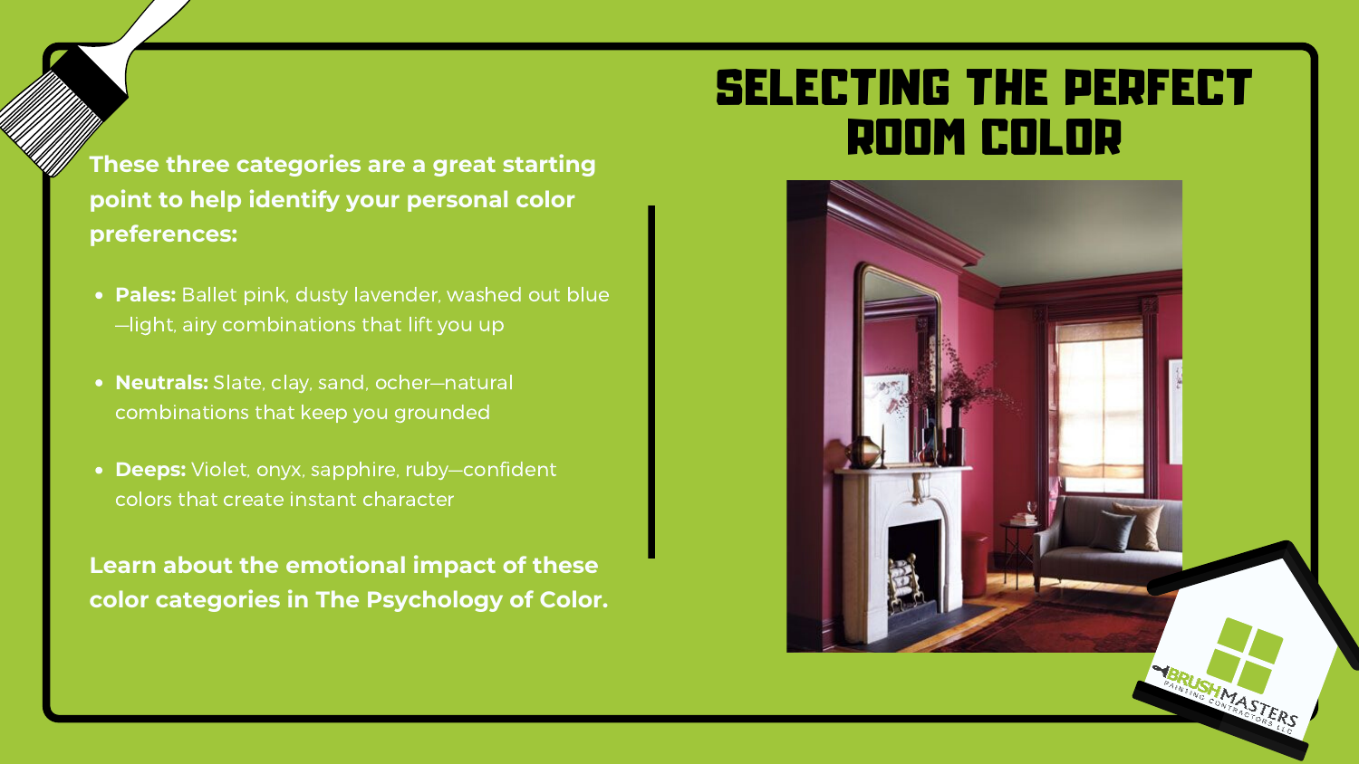# SELECTING THE PERFECT ROOM COLOR

**These three categories are a great starting point to help identify your personal color preferences:**

- **Pales:** Ballet pink, dusty lavender, washed out blue—light, airy combinations that lift you up
- **Neutrals:** Slate, clay, sand, ocher—natural combinations that keep you grounded
- **Deeps:** Violet, onyx, sapphire, ruby—confident colors that create instant character

**Learn about the emotional impact of these color categories in The Psychology of Color.**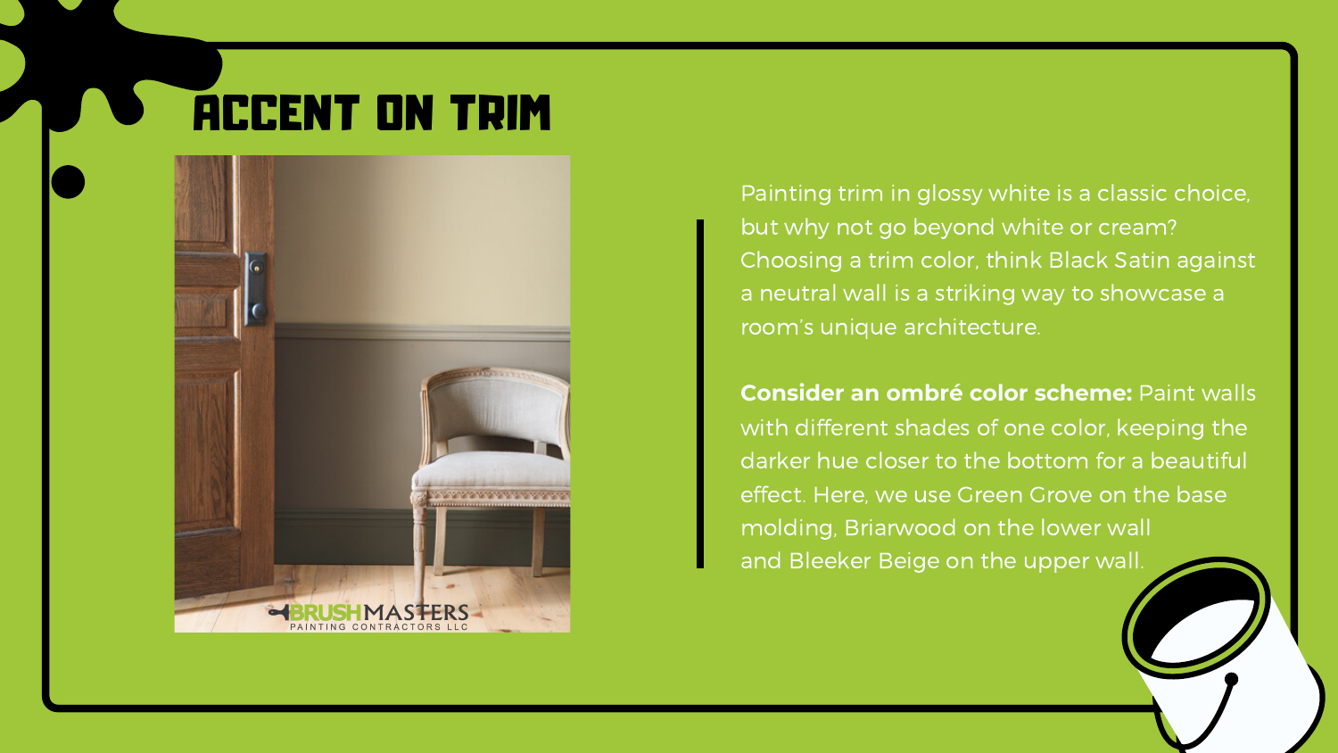# ACCENT ON TRIM

Painting trim in glossy white is a classic choice, but why not go beyond white or cream? Choosing a trim color, think Black Satin against a neutral wall is a striking way to showcase a room's unique architecture.

**Consider an ombré color scheme:** Paint walls with different shades of one color, keeping the darker hue closer to the bottom for a beautiful effect. Here, we use Green Grove on the base molding, Briarwood on the lower wall and Bleeker Beige on the upper wall.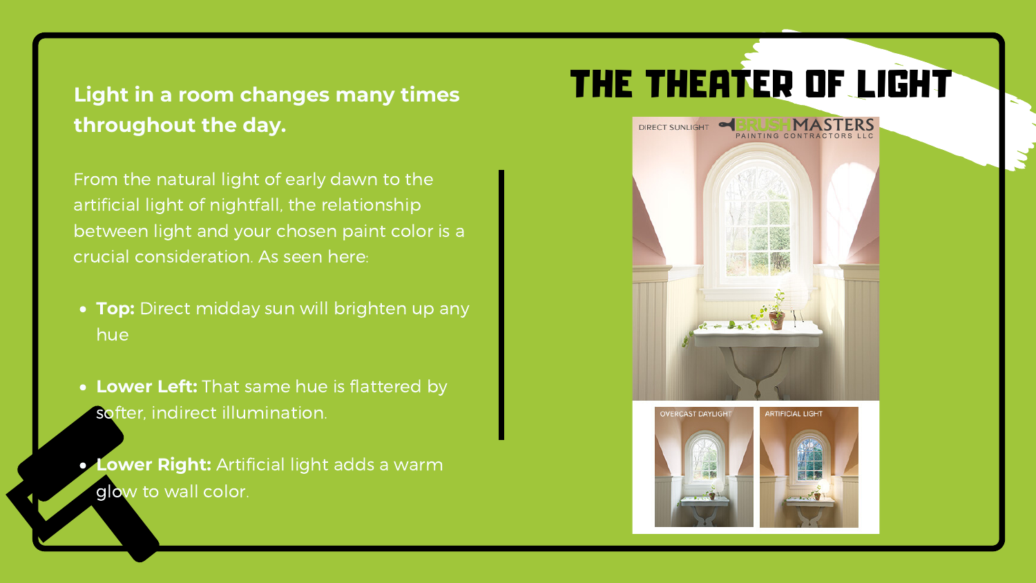# THE THEATER OF LIGHT

**Light in a room changes many times throughout the day.**

From the natural light of early dawn to the artificial light of nightfall, the relationship between light and your chosen paint color is a crucial consideration. As seen here:

- **Top:** Direct midday sun will brighten up any hue
- **Lower Left:** That same hue is flattered by softer, indirect illumination.
- **Lower Right:** Artificial light adds a warm glow to wall color.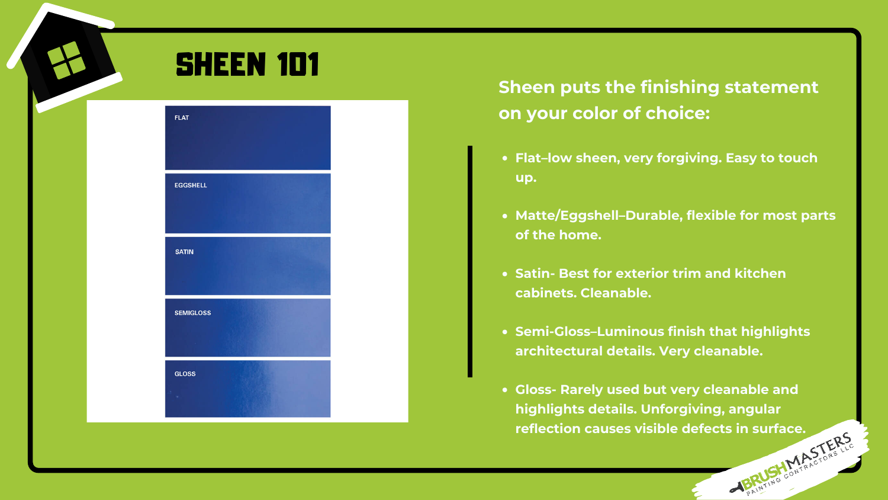# SHEEN 101

FLAT

EGGSHELL

SATIN

SEMIGLOSS

GLOSS

**Sheen puts the finishing statement on your color of choice:**

- Flat–low sheen, very forgiving. Easy to touch up.
- Matte/Eggshell–Durable, flexible for most parts of the home.
- Satin- Best for exterior trim and kitchen cabinets. Cleanable.
- Semi-Gloss–Luminous finish that highlights architectural details. Very cleanable.
- Gloss- Rarely used but very cleanable and highlights details. Unforgiving, angular reflection causes visible defects in surface.

BRUSHMASTERS PAINTING CONTRACTORS LLC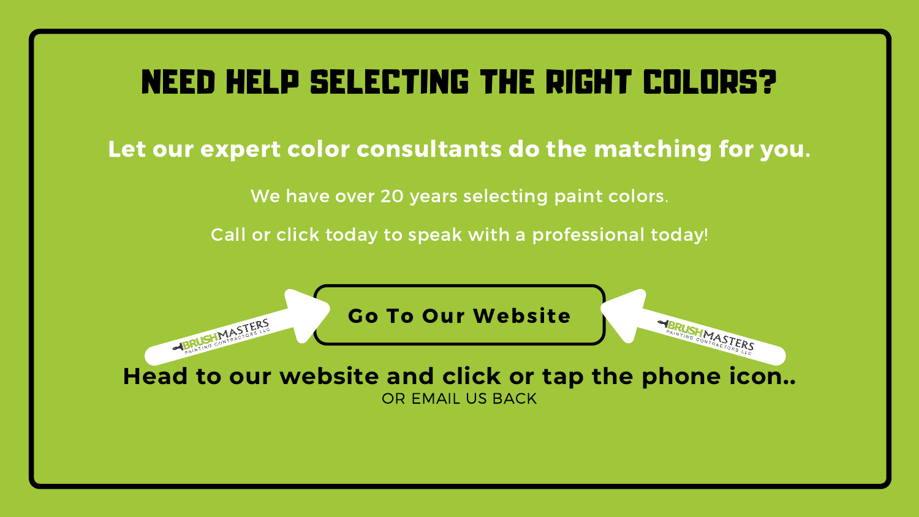# NEED HELP SELECTING THE RIGHT COLORS?

**Let our expert color consultants do the matching for you.**

We have over 20 years selecting paint colors.

Call or click today to speak with a professional today!

**Go To Our Website**

**Head to our website and click or tap the phone icon..**

OR EMAIL US BACK